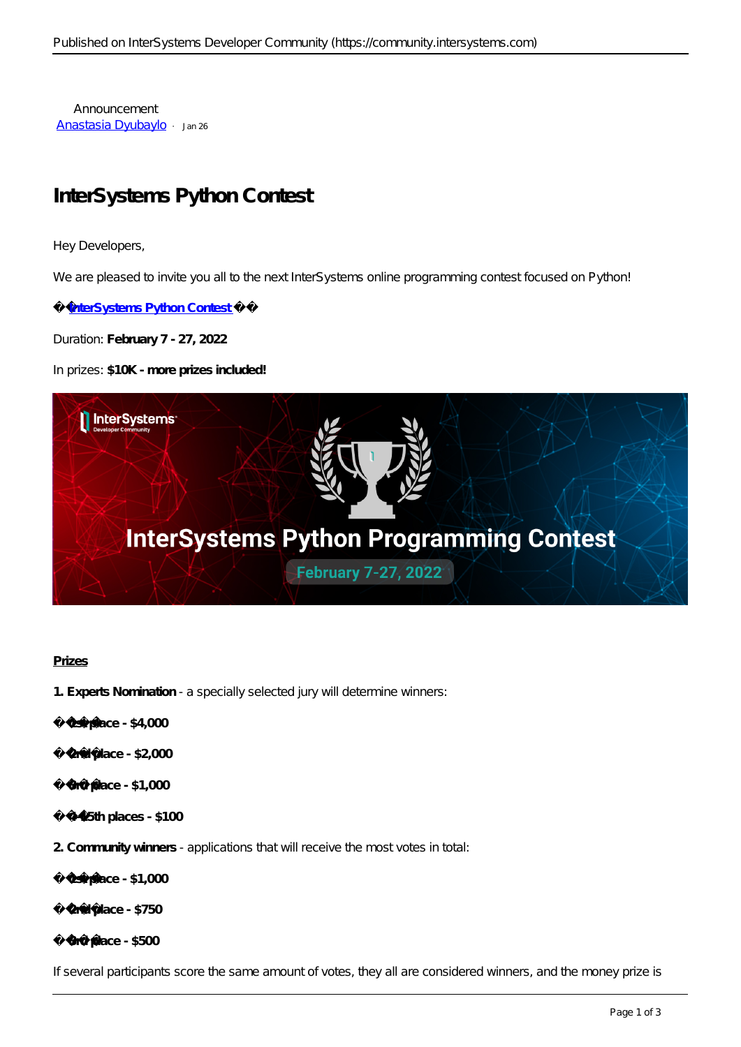Announcement
[Anastasia Dyubaylo](https://community.intersystems.com) · Jan 26

# InterSystems Python Contest

Hey Developers,

We are pleased to invite you all to the next InterSystems online programming contest focused on Python!

�� **InterSystems Python Contest** ��

Duration: **February 7 - 27, 2022**

In prizes: **$10K - more prizes included!**

**Prizes**

**1. Experts Nomination** - a specially selected jury will determine winners:

�� **1st place - $4,000**

�� **2nd place - $2,000**

�� **3rd place - $1,000**

�� **4-15th places - $100**

**2. Community winners** - applications that will receive the most votes in total:

�� **1st place - $1,000**

�� **2nd place - $750**

�� **3rd place - $500**

If several participants score the same amount of votes, they all are considered winners, and the money prize is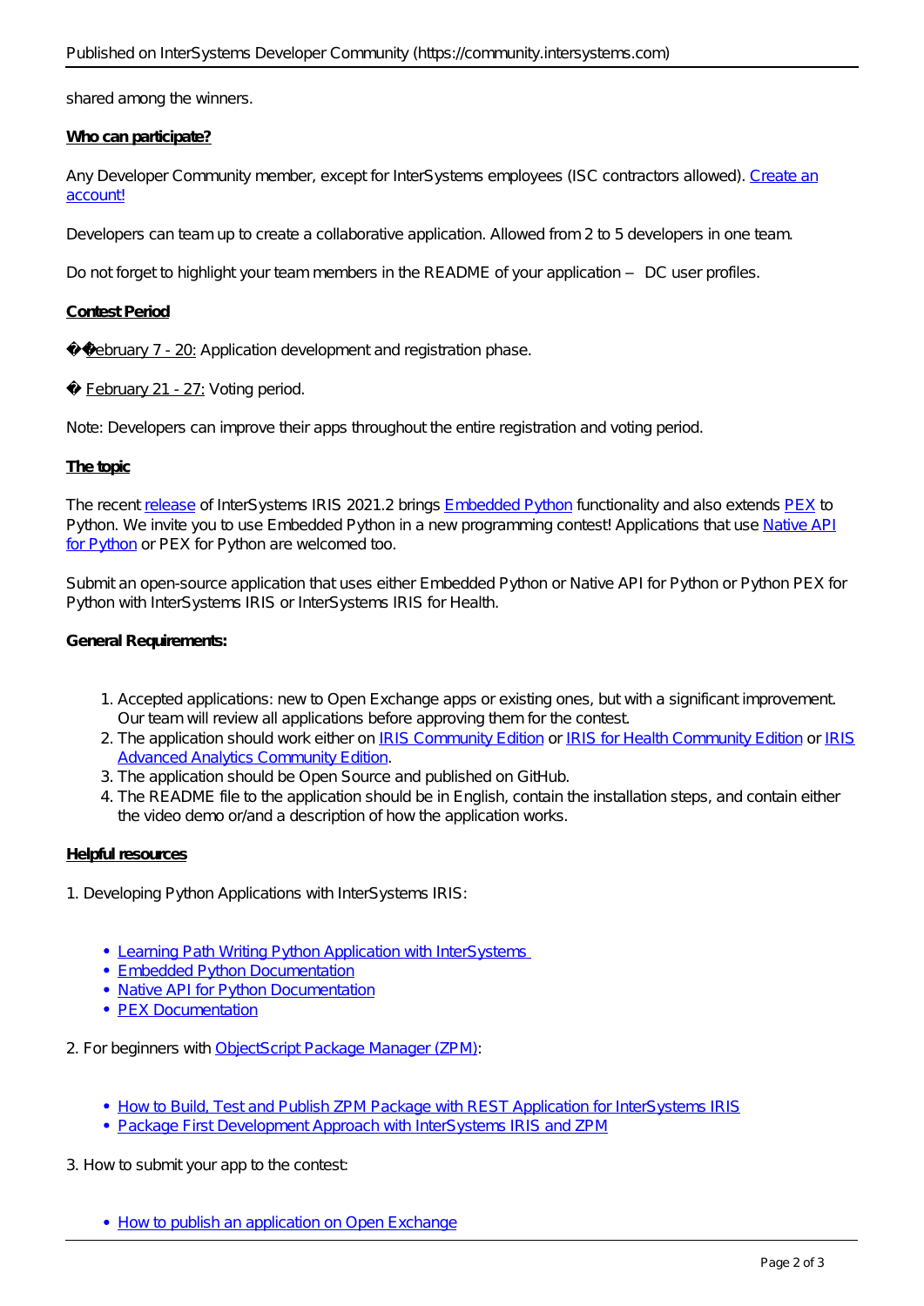shared among the winners.

**Who can participate?**

Any Developer Community member, except for InterSystems employees (ISC contractors allowed). Create an account!

Developers can team up to create a collaborative application. Allowed from 2 to 5 developers in one team.

Do not forget to highlight your team members in the README of your application – DC user profiles.

**Contest Period**

�� February 7 - 20: Application development and registration phase.

� February 21 - 27: Voting period.

Note: Developers can improve their apps throughout the entire registration and voting period.

**The topic**

The recent release of InterSystems IRIS 2021.2 brings Embedded Python functionality and also extends PEX to Python. We invite you to use Embedded Python in a new programming contest! Applications that use Native API for Python or PEX for Python are welcomed too.

Submit an open-source application that uses either Embedded Python or Native API for Python or Python PEX for Python with InterSystems IRIS or InterSystems IRIS for Health.

**General Requirements:**

1. Accepted applications: new to Open Exchange apps or existing ones, but with a significant improvement. Our team will review all applications before approving them for the contest.
2. The application should work either on IRIS Community Edition or IRIS for Health Community Edition or IRIS Advanced Analytics Community Edition.
3. The application should be Open Source and published on GitHub.
4. The README file to the application should be in English, contain the installation steps, and contain either the video demo or/and a description of how the application works.

**Helpful resources**

1. Developing Python Applications with InterSystems IRIS:

- Learning Path Writing Python Application with InterSystems
- Embedded Python Documentation
- Native API for Python Documentation
- PEX Documentation

2. For beginners with ObjectScript Package Manager (ZPM):

- How to Build, Test and Publish ZPM Package with REST Application for InterSystems IRIS
- Package First Development Approach with InterSystems IRIS and ZPM

3. How to submit your app to the contest:

- How to publish an application on Open Exchange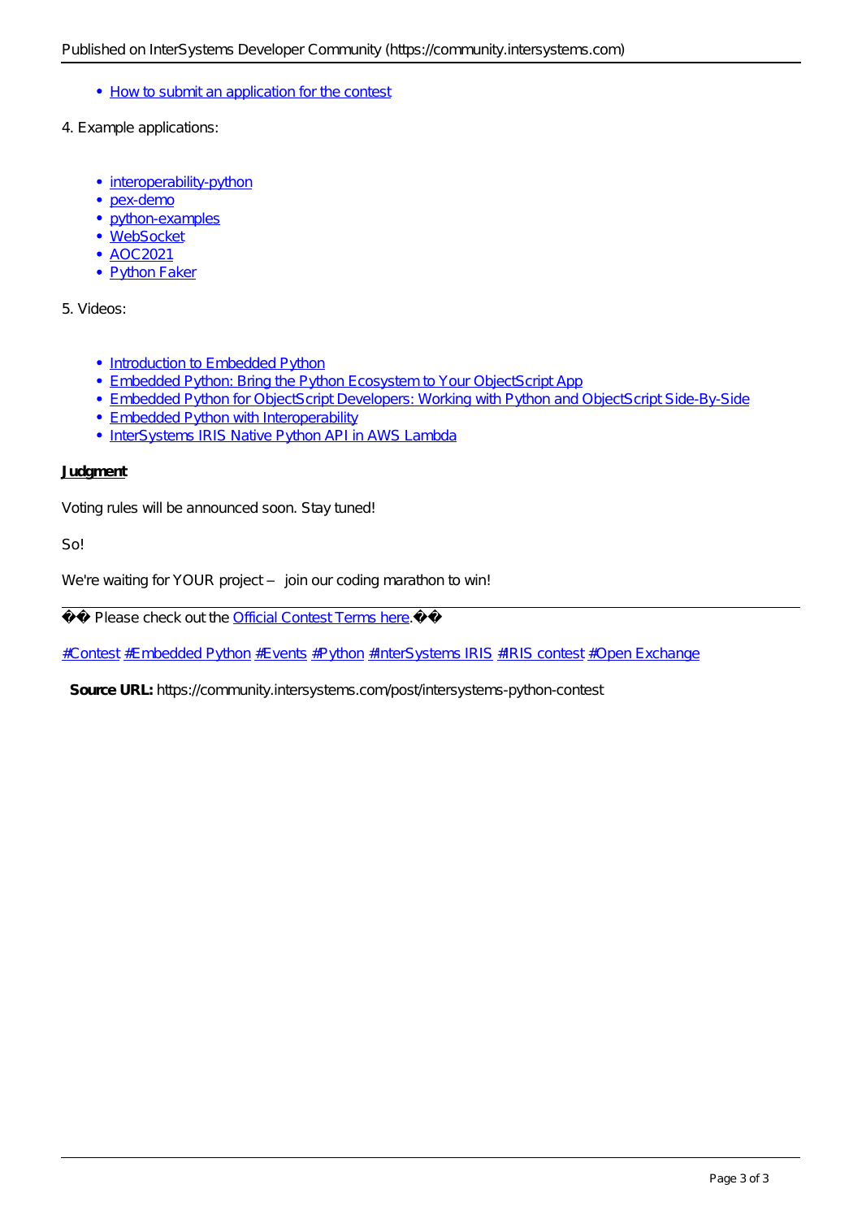- [How to submit an application for the contest]()

4. Example applications:

- [interoperability-python]()
- [pex-demo]()
- [python-examples]()
- [WebSocket]()
- [AOC2021]()
- [Python Faker]()

5. Videos:

- [Introduction to Embedded Python]()
- [Embedded Python: Bring the Python Ecosystem to Your ObjectScript App]()
- [Embedded Python for ObjectScript Developers: Working with Python and ObjectScript Side-By-Side]()
- [Embedded Python with Interoperability]()
- [InterSystems IRIS Native Python API in AWS Lambda]()

**Judgment**

Voting rules will be announced soon. Stay tuned!

So!

We're waiting for YOUR project – join our coding marathon to win!

---

�� Please check out the [Official Contest Terms here]().��

[#Contest]() [#Embedded Python]() [#Events]() [#Python]() [#InterSystems IRIS]() [#IRIS contest]() [#Open Exchange]()

**Source URL:** https://community.intersystems.com/post/intersystems-python-contest